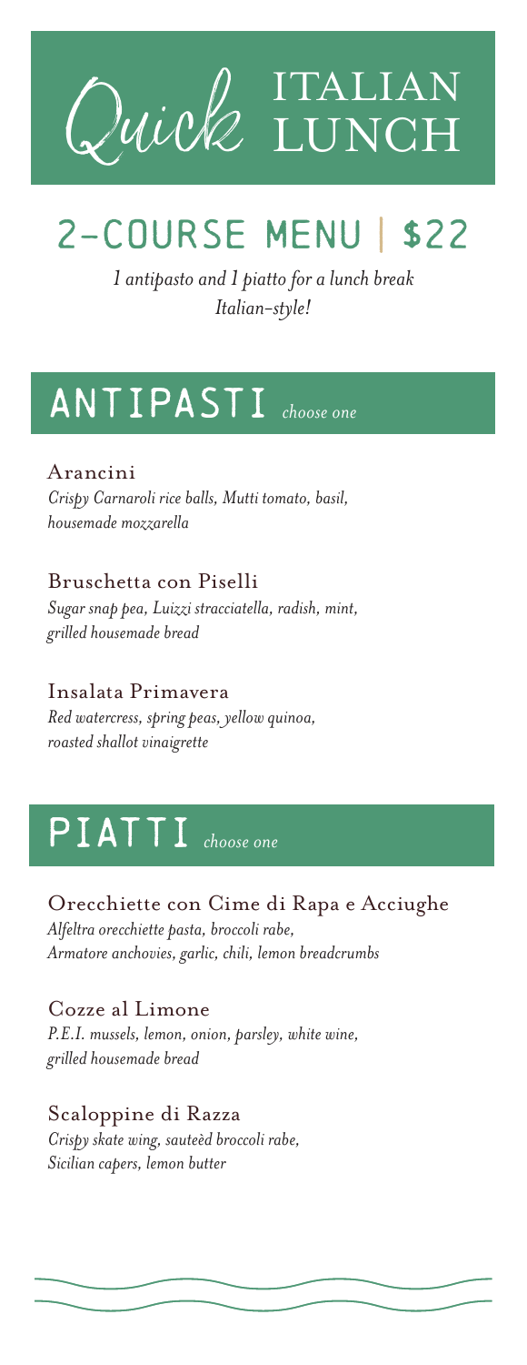# Quick ITALIAN LUNCH

## 2-COURSE MENU | $22

*1 antipasto and 1 piatto for a lunch break Italian-style!*

## ANTIPASTI *choose one*

### Arancini
*Crispy Carnaroli rice balls, Mutti tomato, basil, housemade mozzarella*

### Bruschetta con Piselli
*Sugar snap pea, Luizzi stracciatella, radish, mint, grilled housemade bread*

### Insalata Primavera
*Red watercress, spring peas, yellow quinoa, roasted shallot vinaigrette*

## PIATTI *choose one*

### Orecchiette con Cime di Rapa e Acciughe
*Alfeltra orecchiette pasta, broccoli rabe, Armatore anchovies, garlic, chili, lemon breadcrumbs*

### Cozze al Limone
*P.E.I. mussels, lemon, onion, parsley, white wine, grilled housemade bread*

### Scaloppine di Razza
*Crispy skate wing, sauteèd broccoli rabe, Sicilian capers, lemon butter*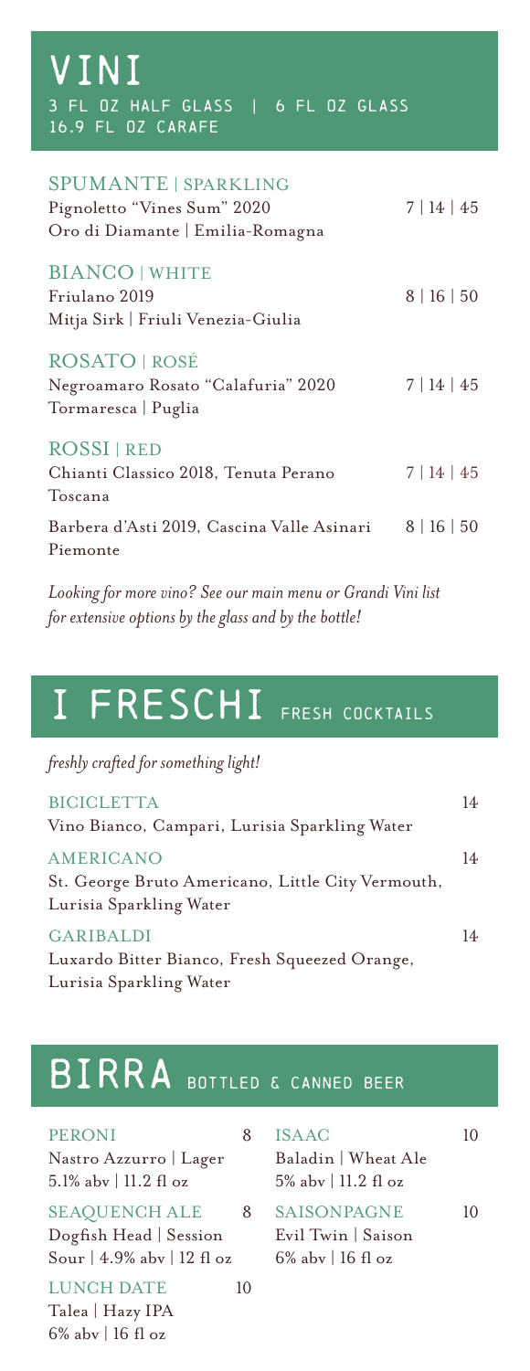# VINI

3 FL OZ HALF GLASS | 6 FL OZ GLASS
16.9 FL OZ CARAFE

### SPUMANTE | SPARKLING

Pignoletto "Vines Sum" 2020 — 7 | 14 | 45
Oro di Diamante | Emilia-Romagna

### BIANCO | WHITE

Friulano 2019 — 8 | 16 | 50
Mitja Sirk | Friuli Venezia-Giulia

### ROSATO | ROSÉ

Negroamaro Rosato "Calafuria" 2020 — 7 | 14 | 45
Tormaresca | Puglia

### ROSSI | RED

Chianti Classico 2018, Tenuta Perano — 7 | 14 | 45
Toscana

Barbera d'Asti 2019, Cascina Valle Asinari — 8 | 16 | 50
Piemonte

*Looking for more vino? See our main menu or Grandi Vini list for extensive options by the glass and by the bottle!*

# I FRESCHI FRESH COCKTAILS

*freshly crafted for something light!*

### BICICLETTA — 14

Vino Bianco, Campari, Lurisia Sparkling Water

### AMERICANO — 14

St. George Bruto Americano, Little City Vermouth, Lurisia Sparkling Water

### GARIBALDI — 14

Luxardo Bitter Bianco, Fresh Squeezed Orange, Lurisia Sparkling Water

# BIRRA BOTTLED & CANNED BEER

### PERONI — 8

Nastro Azzurro | Lager
5.1% abv | 11.2 fl oz

### SEAQUENCH ALE — 8

Dogfish Head | Session Sour | 4.9% abv | 12 fl oz

### LUNCH DATE — 10

Talea | Hazy IPA
6% abv | 16 fl oz

### ISAAC — 10

Baladin | Wheat Ale
5% abv | 11.2 fl oz

### SAISONPAGNE — 10

Evil Twin | Saison
6% abv | 16 fl oz